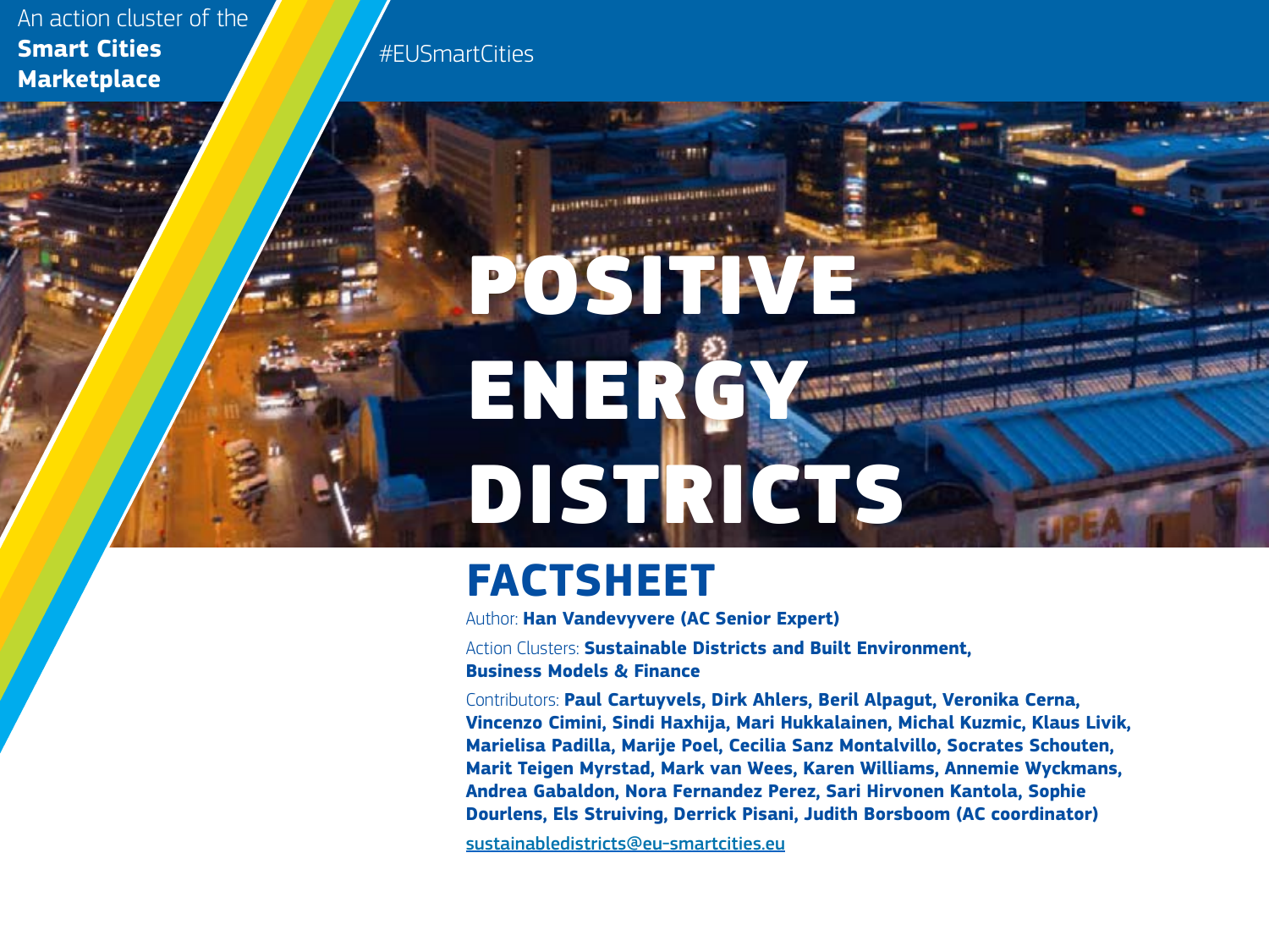An action cluster of the **Smart Cities Marketplace**

#EUSmartCities

# POSITIVE ENERGY DISTRICTS

## FACTSHEET

Author: **Han Vandevyvere (AC Senior Expert)**

Action Clusters: **Sustainable Districts and Built Environment, Business Models & Finance**

Contributors: **Paul Cartuyvels, Dirk Ahlers, Beril Alpagut, Veronika Cerna, Vincenzo Cimini, Sindi Haxhija, Mari Hukkalainen, Michal Kuzmic, Klaus Livik, Marielisa Padilla, Marije Poel, Cecilia Sanz Montalvillo, Socrates Schouten, Marit Teigen Myrstad, Mark van Wees, Karen Williams, Annemie Wyckmans, Andrea Gabaldon, Nora Fernandez Perez, Sari Hirvonen Kantola, Sophie Dourlens, Els Struiving, Derrick Pisani, Judith Borsboom (AC coordinator)**

sustainabledistricts@eu-smartcities.eu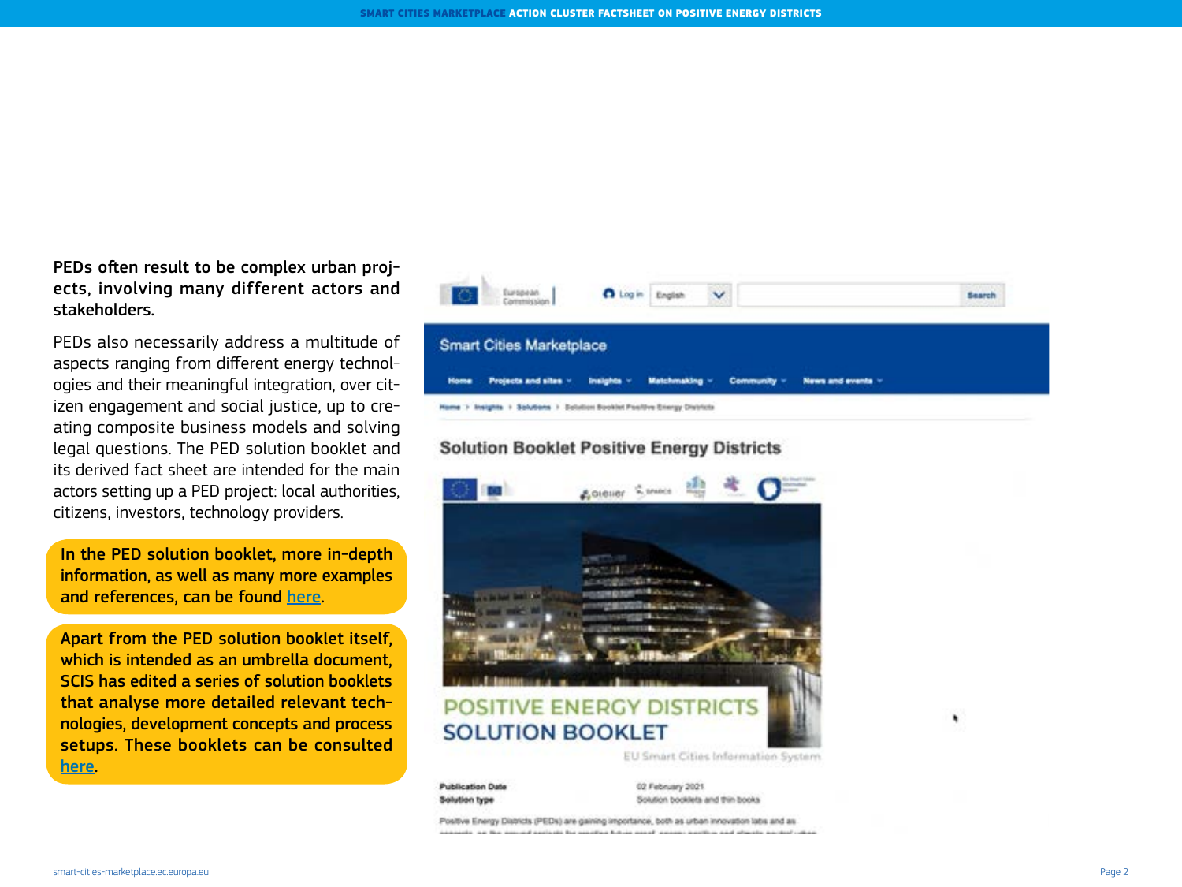**PEDs often result to be complex urban projects, involving many different actors and stakeholders.**

PEDs also necessarily address a multitude of aspects ranging from different energy technologies and their meaningful integration, over citizen engagement and social justice, up to creating composite business models and solving legal questions. The PED solution booklet and its derived fact sheet are intended for the main actors setting up a PED project: local authorities, citizens, investors, technology providers.

**In the PED solution booklet, more in-depth information, as well as many more examples and references, can be found here.**

**Apart from the PED solution booklet itself, which is intended as an umbrella document, SCIS has edited a series of solution booklets that analyse more detailed relevant technologies, development concepts and process setups. These booklets can be consulted here.**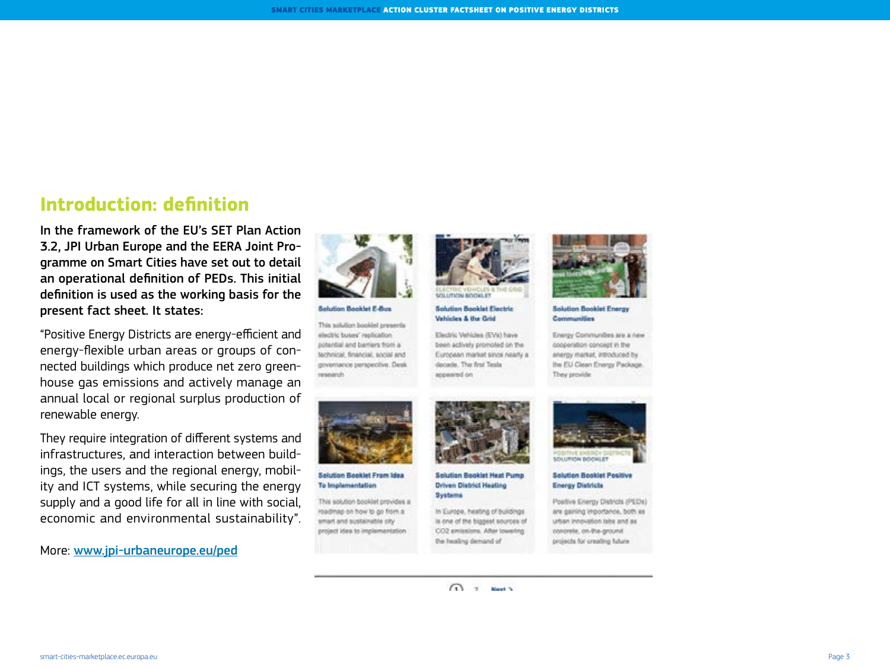## Introduction: definition

**In the framework of the EU's SET Plan Action 3.2, JPI Urban Europe and the EERA Joint Programme on Smart Cities have set out to detail an operational definition of PEDs. This initial definition is used as the working basis for the present fact sheet. It states:**

"Positive Energy Districts are energy-efficient and energy-flexible urban areas or groups of connected buildings which produce net zero greenhouse gas emissions and actively manage an annual local or regional surplus production of renewable energy.

They require integration of different systems and infrastructures, and interaction between buildings, the users and the regional energy, mobility and ICT systems, while securing the energy supply and a good life for all in line with social, economic and environmental sustainability".

More: [www.jpi-urbaneurope.eu/ped](http://www.jpi-urbaneurope.eu/ped)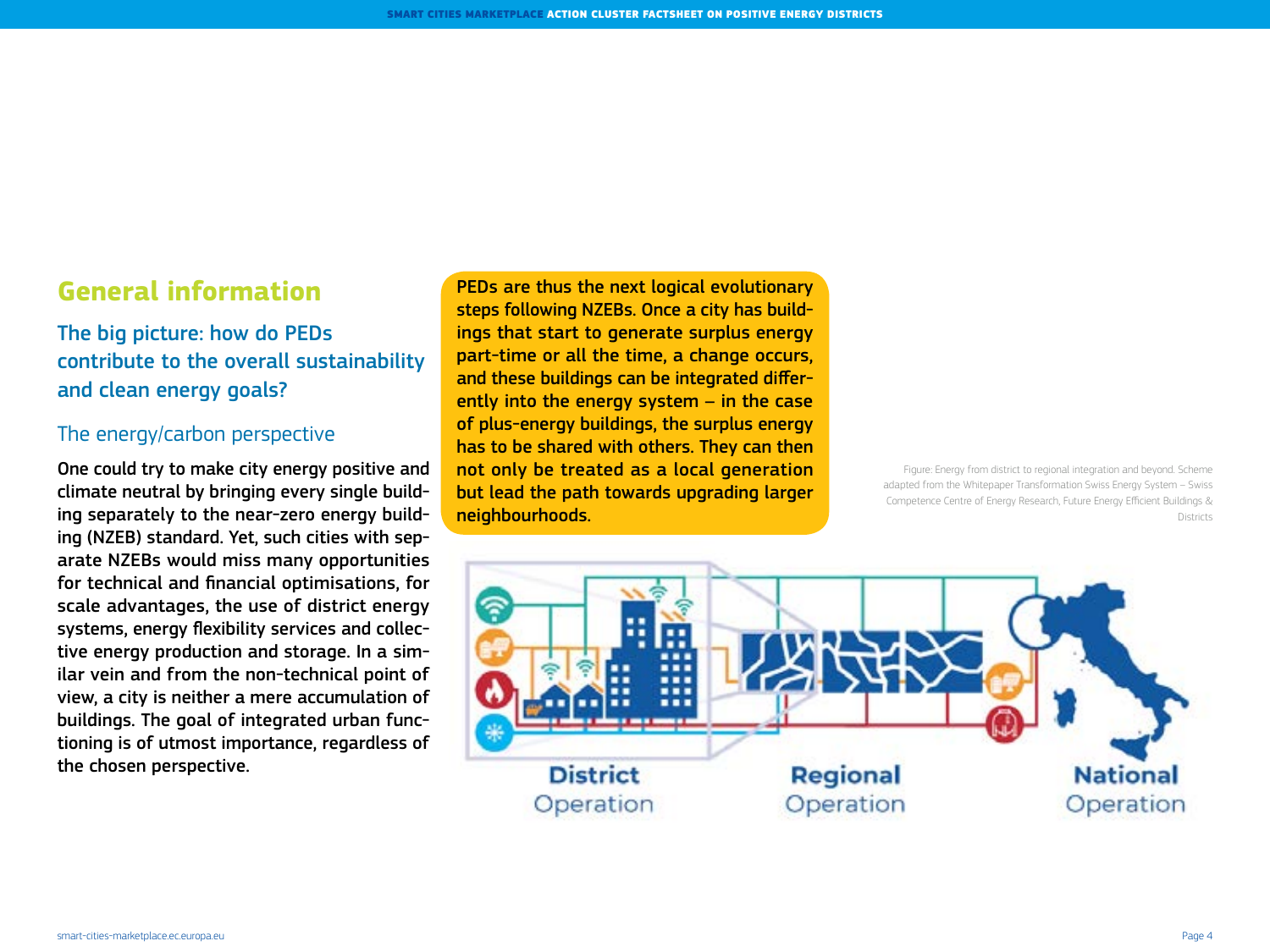## General information

### The big picture: how do PEDs contribute to the overall sustainability and clean energy goals?

#### The energy/carbon perspective

**One could try to make city energy positive and climate neutral by bringing every single building separately to the near-zero energy building (NZEB) standard. Yet, such cities with separate NZEBs would miss many opportunities for technical and financial optimisations, for scale advantages, the use of district energy systems, energy flexibility services and collective energy production and storage. In a similar vein and from the non-technical point of view, a city is neither a mere accumulation of buildings. The goal of integrated urban functioning is of utmost importance, regardless of the chosen perspective.**

**PEDs are thus the next logical evolutionary steps following NZEBs. Once a city has buildings that start to generate surplus energy part-time or all the time, a change occurs, and these buildings can be integrated differently into the energy system – in the case of plus-energy buildings, the surplus energy has to be shared with others. They can then not only be treated as a local generation but lead the path towards upgrading larger neighbourhoods.**

Figure: Energy from district to regional integration and beyond. Scheme adapted from the Whitepaper Transformation Swiss Energy System – Swiss Competence Centre of Energy Research, Future Energy Efficient Buildings & Districts

District Operation — Regional Operation — National Operation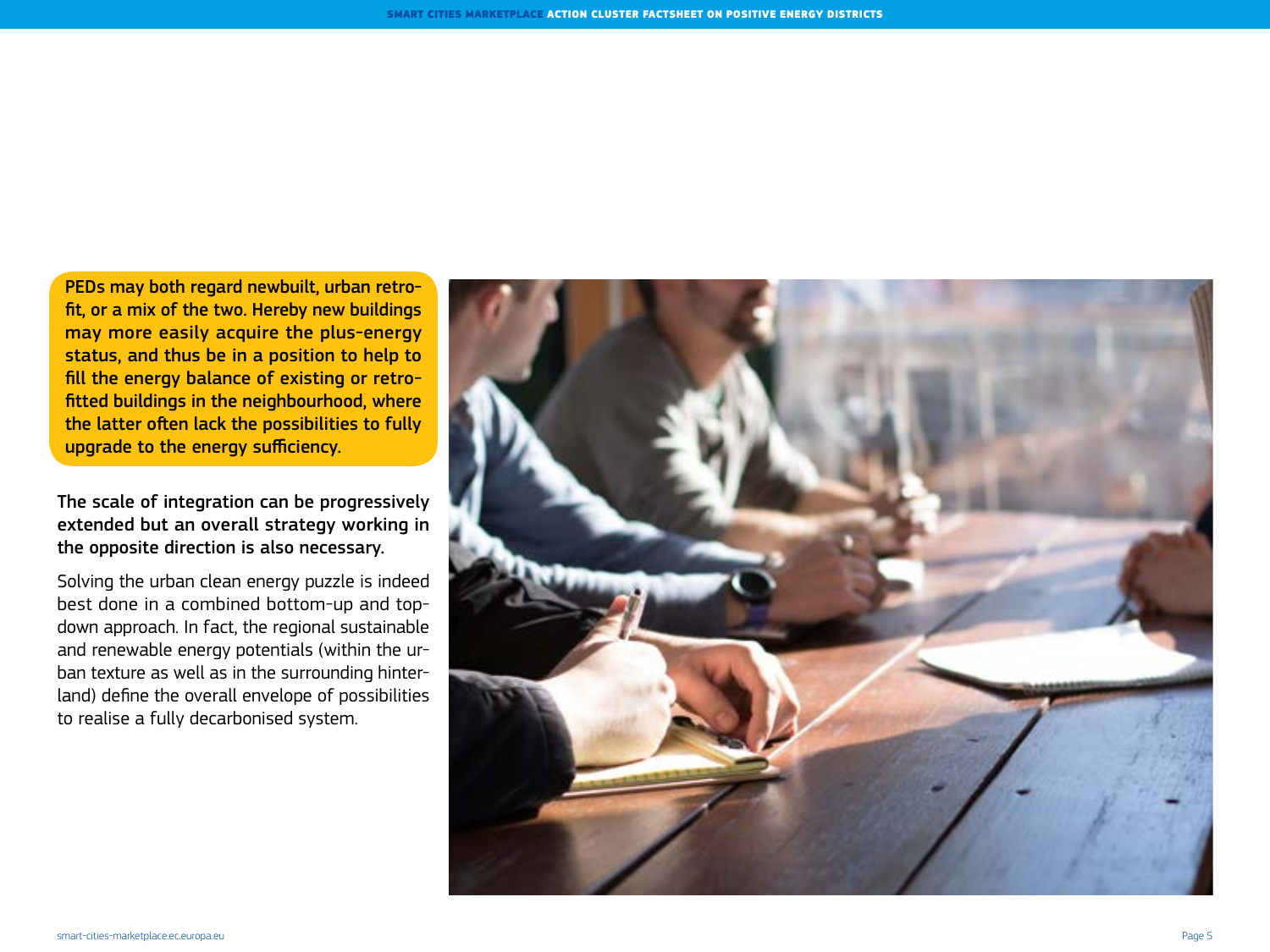PEDs may both regard newbuilt, urban retrofit, or a mix of the two. Hereby new buildings may more easily acquire the plus-energy status, and thus be in a position to help to fill the energy balance of existing or retrofitted buildings in the neighbourhood, where the latter often lack the possibilities to fully upgrade to the energy sufficiency.

The scale of integration can be progressively extended but an overall strategy working in the opposite direction is also necessary.

Solving the urban clean energy puzzle is indeed best done in a combined bottom-up and top-down approach. In fact, the regional sustainable and renewable energy potentials (within the urban texture as well as in the surrounding hinterland) define the overall envelope of possibilities to realise a fully decarbonised system.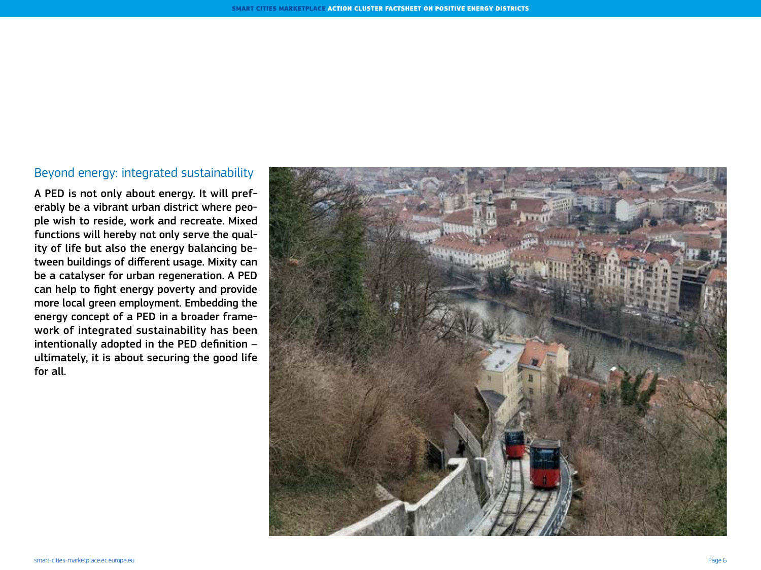## Beyond energy: integrated sustainability

A PED is not only about energy. It will preferably be a vibrant urban district where people wish to reside, work and recreate. Mixed functions will hereby not only serve the quality of life but also the energy balancing between buildings of different usage. Mixity can be a catalyser for urban regeneration. A PED can help to fight energy poverty and provide more local green employment. Embedding the energy concept of a PED in a broader framework of integrated sustainability has been intentionally adopted in the PED definition – ultimately, it is about securing the good life for all.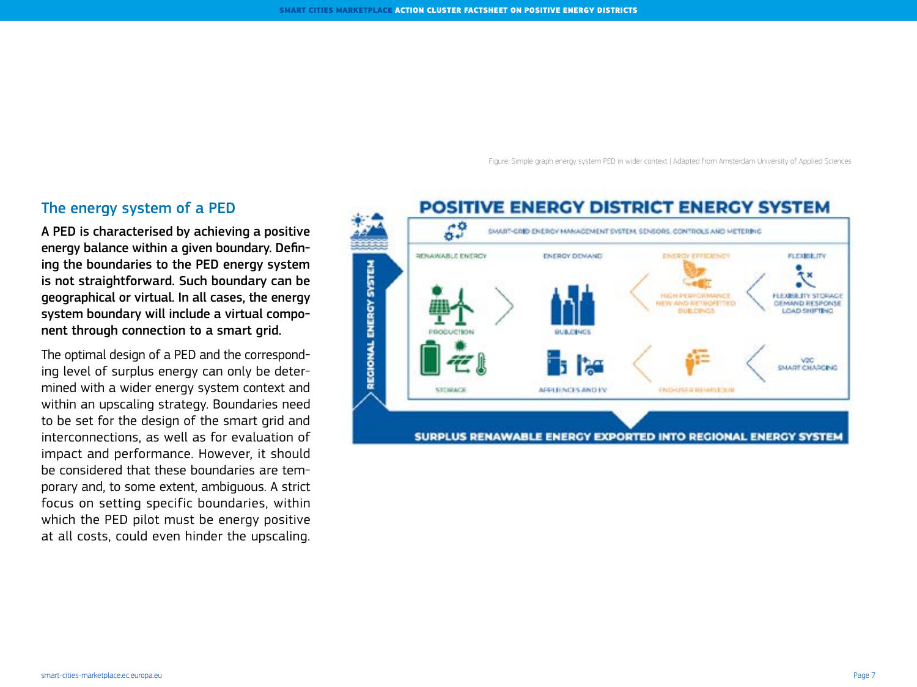## The energy system of a PED

**A PED is characterised by achieving a positive energy balance within a given boundary. Defining the boundaries to the PED energy system is not straightforward. Such boundary can be geographical or virtual. In all cases, the energy system boundary will include a virtual component through connection to a smart grid.**

The optimal design of a PED and the corresponding level of surplus energy can only be determined with a wider energy system context and within an upscaling strategy. Boundaries need to be set for the design of the smart grid and interconnections, as well as for evaluation of impact and performance. However, it should be considered that these boundaries are temporary and, to some extent, ambiguous. A strict focus on setting specific boundaries, within which the PED pilot must be energy positive at all costs, could even hinder the upscaling.

Figure: Simple graph energy system PED in wider context | Adapted from Amsterdam University of Applied Sciences

**POSITIVE ENERGY DISTRICT ENERGY SYSTEM**

SMART-GRID ENERGY MANAGEMENT SYSTEM, SENSORS, CONTROLS AND METERING

| RENEWABLE ENERGY | ENERGY DEMAND | ENERGY EFFICIENCY | FLEXIBILITY |
|---|---|---|---|
| PRODUCTION | BUILDINGS | HIGH PERFORMANCE NEW AND RETROFITTED BUILDINGS | FLEXIBILITY STORAGE DEMAND RESPONSE LOAD SHIFTING |
| STORAGE | APPLIENCES AND EV | END-USER BEHAVIOUR | V2G SMART CHARGING |

REGIONAL ENERGY SYSTEM

SURPLUS RENEWABLE ENERGY EXPORTED INTO REGIONAL ENERGY SYSTEM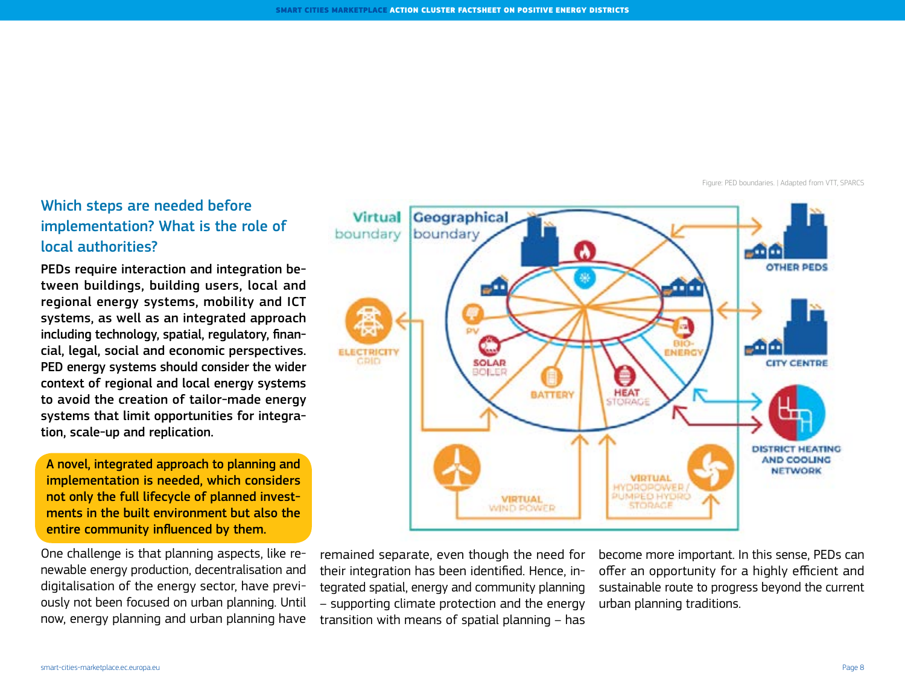## Which steps are needed before implementation? What is the role of local authorities?

**PEDs require interaction and integration between buildings, building users, local and regional energy systems, mobility and ICT systems, as well as an integrated approach including technology, spatial, regulatory, financial, legal, social and economic perspectives. PED energy systems should consider the wider context of regional and local energy systems to avoid the creation of tailor-made energy systems that limit opportunities for integration, scale-up and replication.**

> A novel, integrated approach to planning and implementation is needed, which considers not only the full lifecycle of planned investments in the built environment but also the entire community influenced by them.

Figure: PED boundaries. | Adapted from VTT, SPARCS

One challenge is that planning aspects, like renewable energy production, decentralisation and digitalisation of the energy sector, have previously not been focused on urban planning. Until now, energy planning and urban planning have remained separate, even though the need for their integration has been identified. Hence, integrated spatial, energy and community planning – supporting climate protection and the energy transition with means of spatial planning – has become more important. In this sense, PEDs can offer an opportunity for a highly efficient and sustainable route to progress beyond the current urban planning traditions.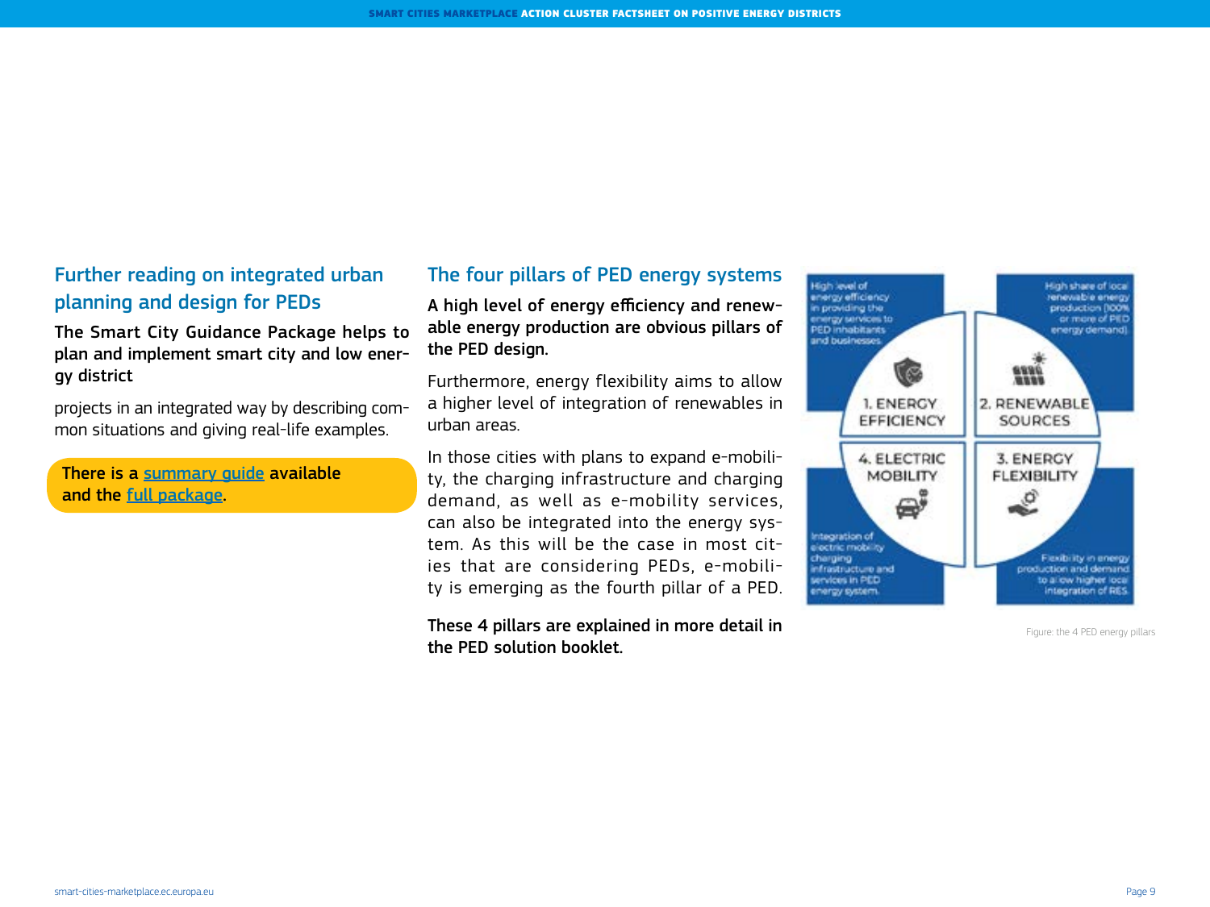## Further reading on integrated urban planning and design for PEDs

**The Smart City Guidance Package helps to plan and implement smart city and low energy district**

projects in an integrated way by describing common situations and giving real-life examples.

**There is a summary guide available and the full package.**

## The four pillars of PED energy systems

**A high level of energy efficiency and renewable energy production are obvious pillars of the PED design.**

Furthermore, energy flexibility aims to allow a higher level of integration of renewables in urban areas.

In those cities with plans to expand e-mobility, the charging infrastructure and charging demand, as well as e-mobility services, can also be integrated into the energy system. As this will be the case in most cities that are considering PEDs, e-mobility is emerging as the fourth pillar of a PED.

**These 4 pillars are explained in more detail in the PED solution booklet.**

High level of energy efficiency in providing the energy services to PED inhabitants and businesses.

1. ENERGY EFFICIENCY

High share of local renewable energy production (100% or more of PED energy demand)

2. RENEWABLE SOURCES

3. ENERGY FLEXIBILITY

Flexibility in energy production and demand to allow higher local integration of RES.

4. ELECTRIC MOBILITY

Integration of electric mobility charging infrastructure and services in PED energy system.

Figure: the 4 PED energy pillars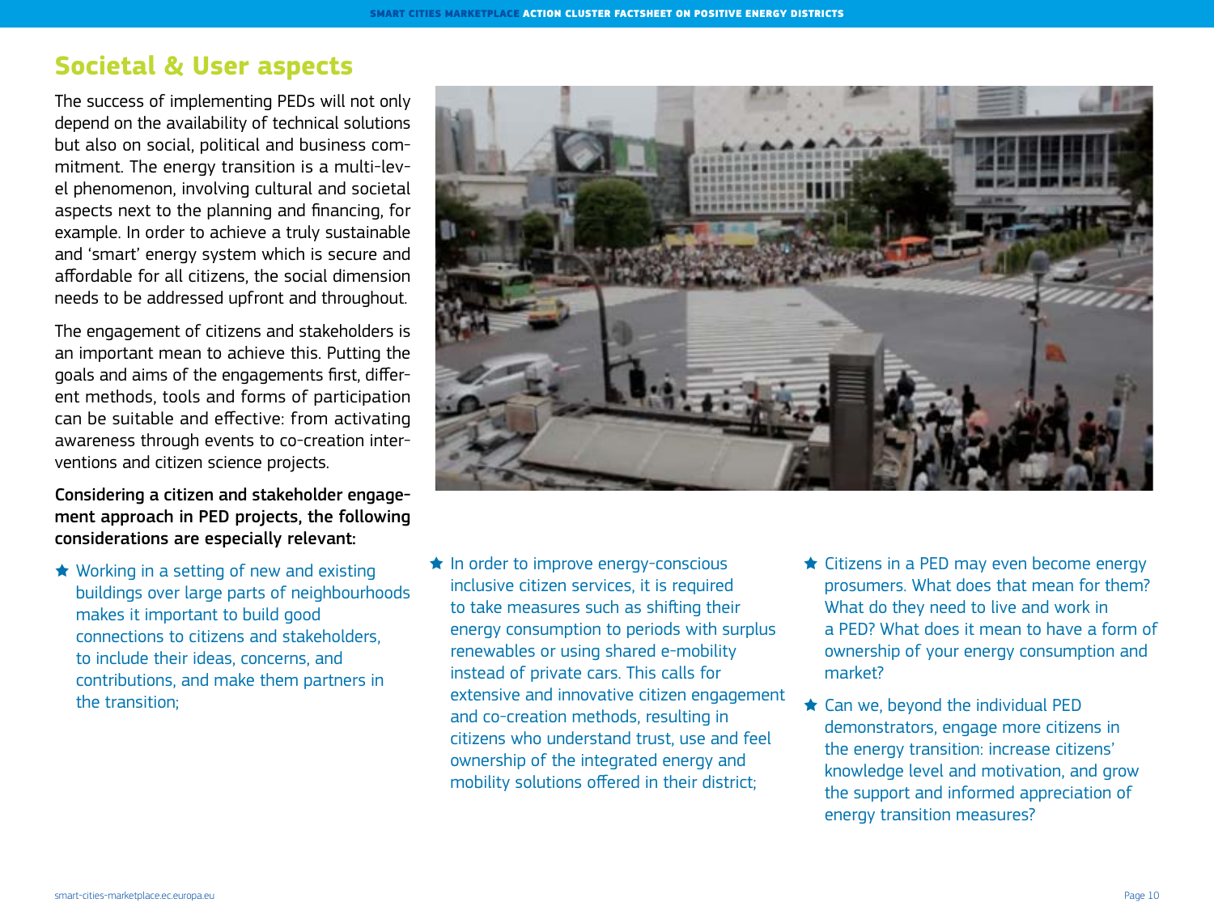## Societal & User aspects

The success of implementing PEDs will not only depend on the availability of technical solutions but also on social, political and business commitment. The energy transition is a multi-level phenomenon, involving cultural and societal aspects next to the planning and financing, for example. In order to achieve a truly sustainable and 'smart' energy system which is secure and affordable for all citizens, the social dimension needs to be addressed upfront and throughout.

The engagement of citizens and stakeholders is an important mean to achieve this. Putting the goals and aims of the engagements first, different methods, tools and forms of participation can be suitable and effective: from activating awareness through events to co-creation interventions and citizen science projects.

**Considering a citizen and stakeholder engagement approach in PED projects, the following considerations are especially relevant:**

- Working in a setting of new and existing buildings over large parts of neighbourhoods makes it important to build good connections to citizens and stakeholders, to include their ideas, concerns, and contributions, and make them partners in the transition;
- In order to improve energy-conscious inclusive citizen services, it is required to take measures such as shifting their energy consumption to periods with surplus renewables or using shared e-mobility instead of private cars. This calls for extensive and innovative citizen engagement and co-creation methods, resulting in citizens who understand trust, use and feel ownership of the integrated energy and mobility solutions offered in their district;
- Citizens in a PED may even become energy prosumers. What does that mean for them? What do they need to live and work in a PED? What does it mean to have a form of ownership of your energy consumption and market?
- Can we, beyond the individual PED demonstrators, engage more citizens in the energy transition: increase citizens' knowledge level and motivation, and grow the support and informed appreciation of energy transition measures?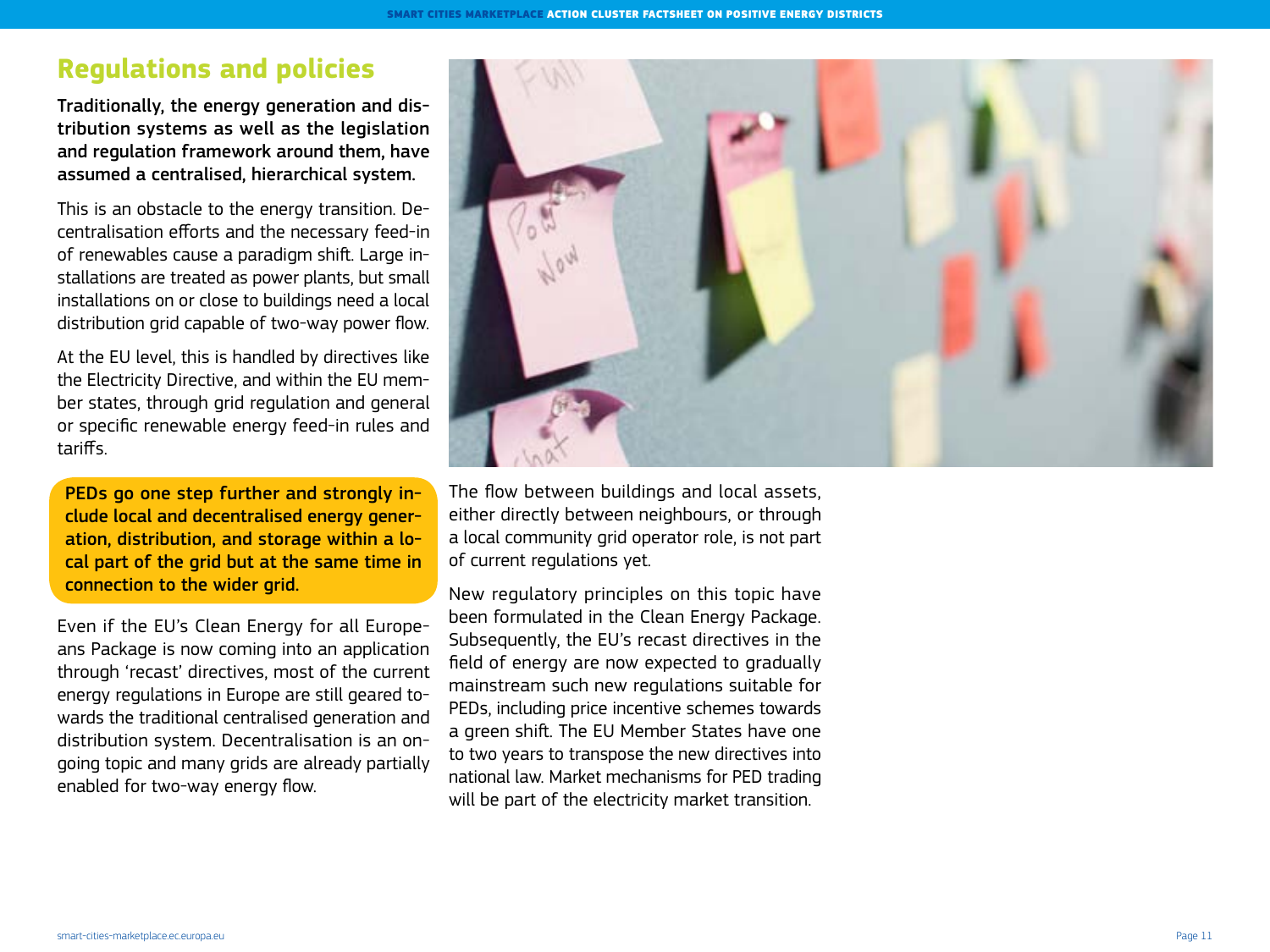## Regulations and policies

**Traditionally, the energy generation and distribution systems as well as the legislation and regulation framework around them, have assumed a centralised, hierarchical system.**

This is an obstacle to the energy transition. Decentralisation efforts and the necessary feed-in of renewables cause a paradigm shift. Large installations are treated as power plants, but small installations on or close to buildings need a local distribution grid capable of two-way power flow.

At the EU level, this is handled by directives like the Electricity Directive, and within the EU member states, through grid regulation and general or specific renewable energy feed-in rules and tariffs.

**PEDs go one step further and strongly include local and decentralised energy generation, distribution, and storage within a local part of the grid but at the same time in connection to the wider grid.**

Even if the EU's Clean Energy for all Europeans Package is now coming into an application through 'recast' directives, most of the current energy regulations in Europe are still geared towards the traditional centralised generation and distribution system. Decentralisation is an ongoing topic and many grids are already partially enabled for two-way energy flow.

The flow between buildings and local assets, either directly between neighbours, or through a local community grid operator role, is not part of current regulations yet.

New regulatory principles on this topic have been formulated in the Clean Energy Package. Subsequently, the EU's recast directives in the field of energy are now expected to gradually mainstream such new regulations suitable for PEDs, including price incentive schemes towards a green shift. The EU Member States have one to two years to transpose the new directives into national law. Market mechanisms for PED trading will be part of the electricity market transition.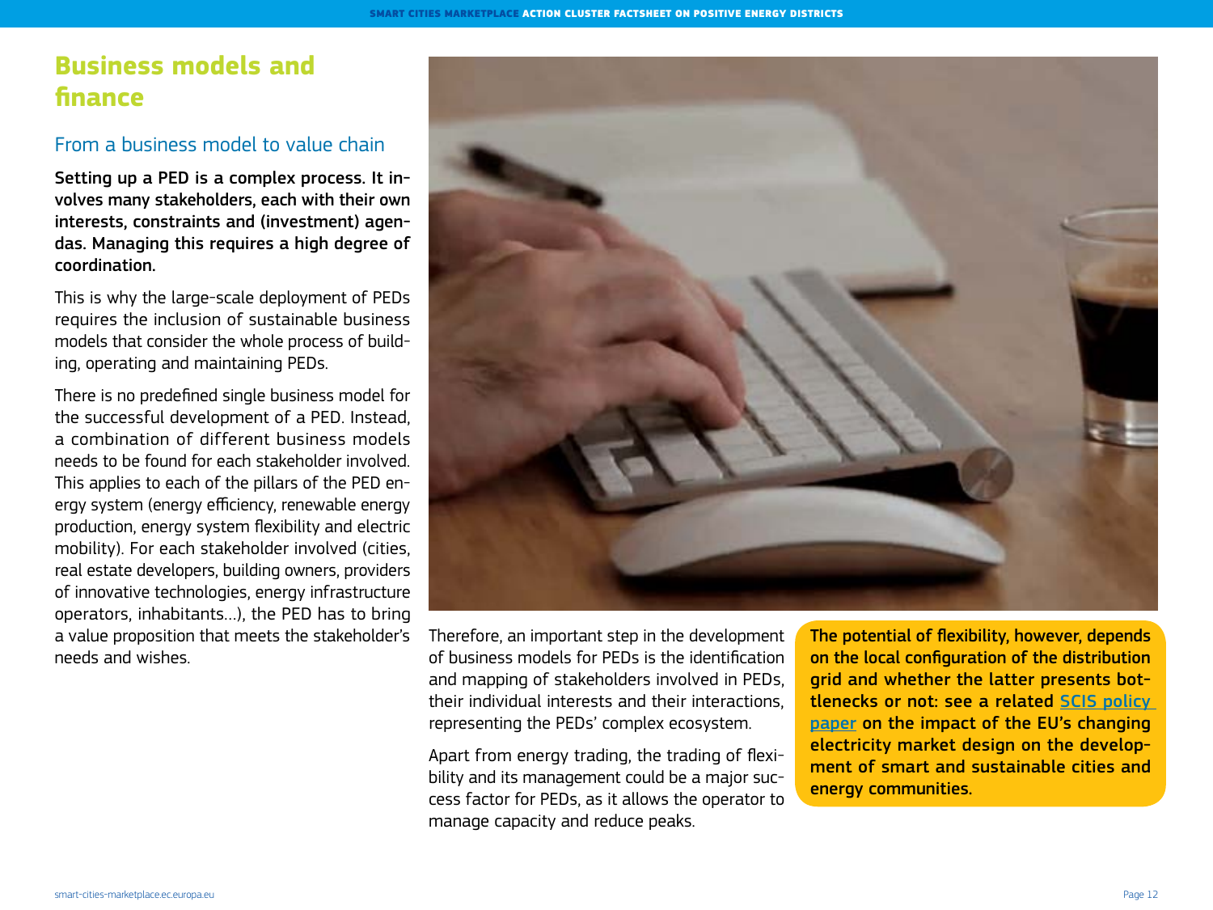# Business models and finance

## From a business model to value chain

**Setting up a PED is a complex process. It involves many stakeholders, each with their own interests, constraints and (investment) agendas. Managing this requires a high degree of coordination.**

This is why the large-scale deployment of PEDs requires the inclusion of sustainable business models that consider the whole process of building, operating and maintaining PEDs.

There is no predefined single business model for the successful development of a PED. Instead, a combination of different business models needs to be found for each stakeholder involved. This applies to each of the pillars of the PED energy system (energy efficiency, renewable energy production, energy system flexibility and electric mobility). For each stakeholder involved (cities, real estate developers, building owners, providers of innovative technologies, energy infrastructure operators, inhabitants…), the PED has to bring a value proposition that meets the stakeholder's needs and wishes.

Therefore, an important step in the development of business models for PEDs is the identification and mapping of stakeholders involved in PEDs, their individual interests and their interactions, representing the PEDs' complex ecosystem.

Apart from energy trading, the trading of flexibility and its management could be a major success factor for PEDs, as it allows the operator to manage capacity and reduce peaks.

**The potential of flexibility, however, depends on the local configuration of the distribution grid and whether the latter presents bottlenecks or not: see a related SCIS policy paper on the impact of the EU's changing electricity market design on the development of smart and sustainable cities and energy communities.**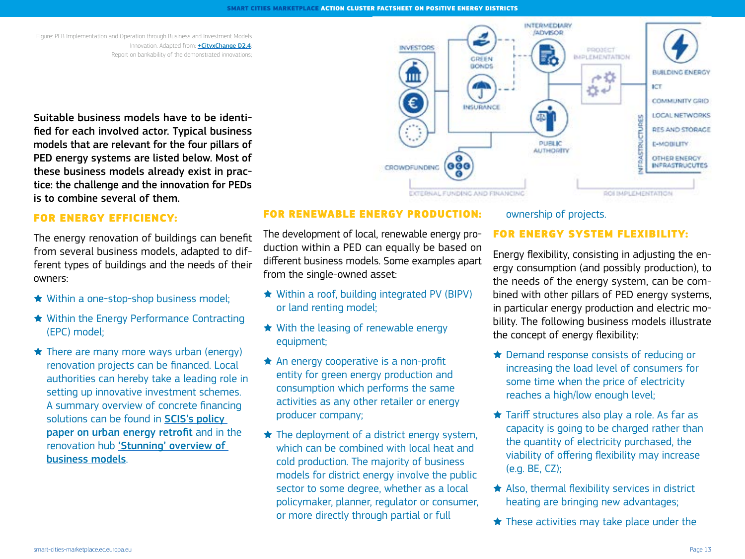Figure: PEB Implementation and Operation through Business and Investment Models Innovation. Adapted from: +CityxChange D2.4: Report on bankability of the demonstrated innovations;

**Suitable business models have to be identified for each involved actor. Typical business models that are relevant for the four pillars of PED energy systems are listed below. Most of these business models already exist in practice: the challenge and the innovation for PEDs is to combine several of them.**

## FOR ENERGY EFFICIENCY:

The energy renovation of buildings can benefit from several business models, adapted to different types of buildings and the needs of their owners:

- Within a one-stop-shop business model;
- Within the Energy Performance Contracting (EPC) model;
- There are many more ways urban (energy) renovation projects can be financed. Local authorities can hereby take a leading role in setting up innovative investment schemes. A summary overview of concrete financing solutions can be found in SCIS's policy paper on urban energy retrofit and in the renovation hub 'Stunning' overview of business models.

## FOR RENEWABLE ENERGY PRODUCTION:

The development of local, renewable energy production within a PED can equally be based on different business models. Some examples apart from the single-owned asset:

- Within a roof, building integrated PV (BIPV) or land renting model;
- With the leasing of renewable energy equipment;
- An energy cooperative is a non-profit entity for green energy production and consumption which performs the same activities as any other retailer or energy producer company;
- The deployment of a district energy system, which can be combined with local heat and cold production. The majority of business models for district energy involve the public sector to some degree, whether as a local policymaker, planner, regulator or consumer, or more directly through partial or full ownership of projects.

## FOR ENERGY SYSTEM FLEXIBILITY:

Energy flexibility, consisting in adjusting the energy consumption (and possibly production), to the needs of the energy system, can be combined with other pillars of PED energy systems, in particular energy production and electric mobility. The following business models illustrate the concept of energy flexibility:

- Demand response consists of reducing or increasing the load level of consumers for some time when the price of electricity reaches a high/low enough level;
- Tariff structures also play a role. As far as capacity is going to be charged rather than the quantity of electricity purchased, the viability of offering flexibility may increase (e.g. BE, CZ);
- Also, thermal flexibility services in district heating are bringing new advantages;
- These activities may take place under the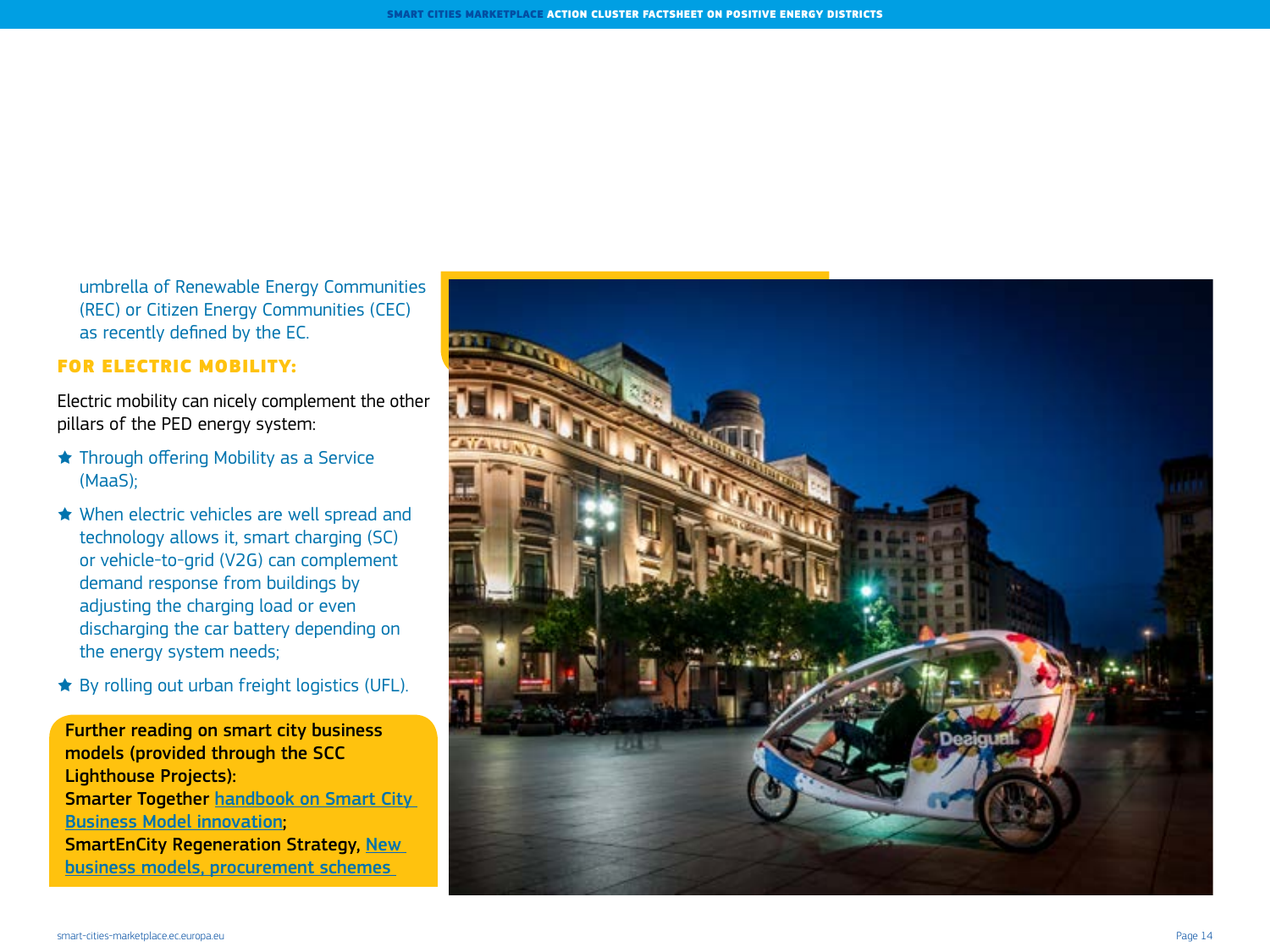umbrella of Renewable Energy Communities (REC) or Citizen Energy Communities (CEC) as recently defined by the EC.

### FOR ELECTRIC MOBILITY:

Electric mobility can nicely complement the other pillars of the PED energy system:

- Through offering Mobility as a Service (MaaS);
- When electric vehicles are well spread and technology allows it, smart charging (SC) or vehicle-to-grid (V2G) can complement demand response from buildings by adjusting the charging load or even discharging the car battery depending on the energy system needs;
- By rolling out urban freight logistics (UFL).

**Further reading on smart city business models (provided through the SCC Lighthouse Projects):**
**Smarter Together** handbook on Smart City Business Model innovation;
**SmartEnCity Regeneration Strategy,** New business models, procurement schemes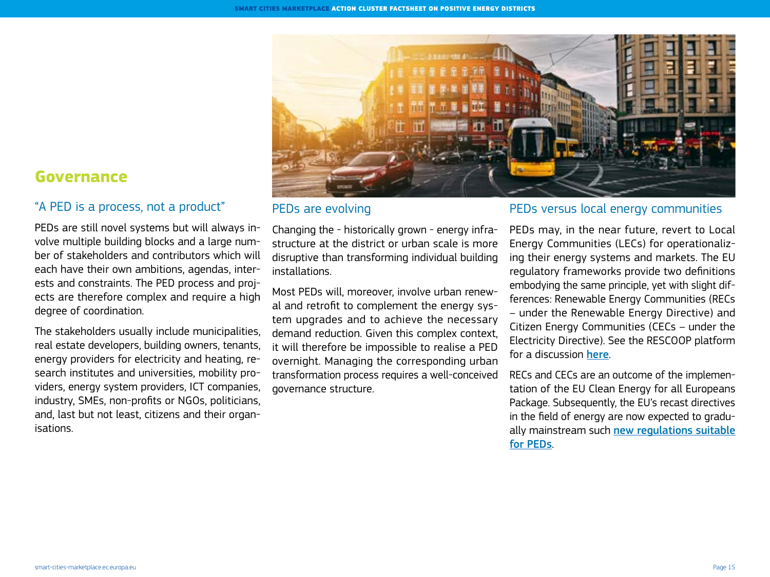## Governance

### "A PED is a process, not a product"

PEDs are still novel systems but will always involve multiple building blocks and a large number of stakeholders and contributors which will each have their own ambitions, agendas, interests and constraints. The PED process and projects are therefore complex and require a high degree of coordination.

The stakeholders usually include municipalities, real estate developers, building owners, tenants, energy providers for electricity and heating, research institutes and universities, mobility providers, energy system providers, ICT companies, industry, SMEs, non-profits or NGOs, politicians, and, last but not least, citizens and their organisations.

### PEDs are evolving

Changing the - historically grown - energy infrastructure at the district or urban scale is more disruptive than transforming individual building installations.

Most PEDs will, moreover, involve urban renewal and retrofit to complement the energy system upgrades and to achieve the necessary demand reduction. Given this complex context, it will therefore be impossible to realise a PED overnight. Managing the corresponding urban transformation process requires a well-conceived governance structure.

### PEDs versus local energy communities

PEDs may, in the near future, revert to Local Energy Communities (LECs) for operationalizing their energy systems and markets. The EU regulatory frameworks provide two definitions embodying the same principle, yet with slight differences: Renewable Energy Communities (RECs – under the Renewable Energy Directive) and Citizen Energy Communities (CECs – under the Electricity Directive). See the RESCOOP platform for a discussion **here**.

RECs and CECs are an outcome of the implementation of the EU Clean Energy for all Europeans Package. Subsequently, the EU's recast directives in the field of energy are now expected to gradually mainstream such **new regulations suitable for PEDs**.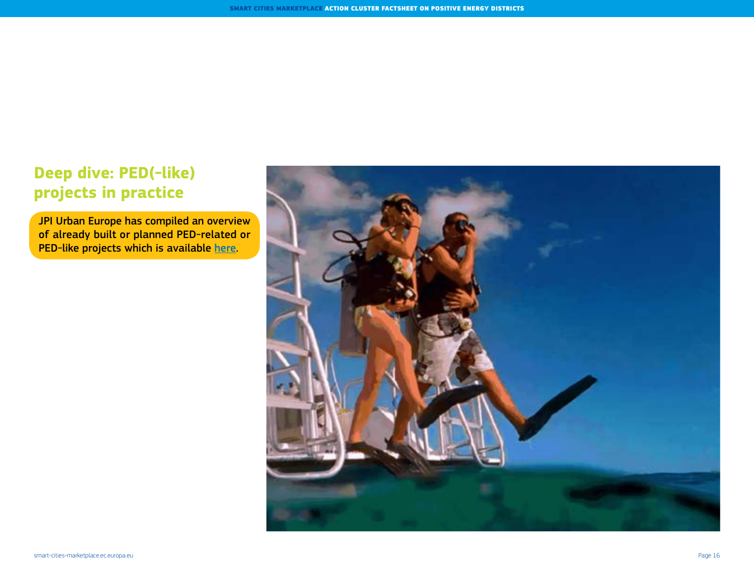## Deep dive: PED(-like) projects in practice

JPI Urban Europe has compiled an overview of already built or planned PED-related or PED-like projects which is available here.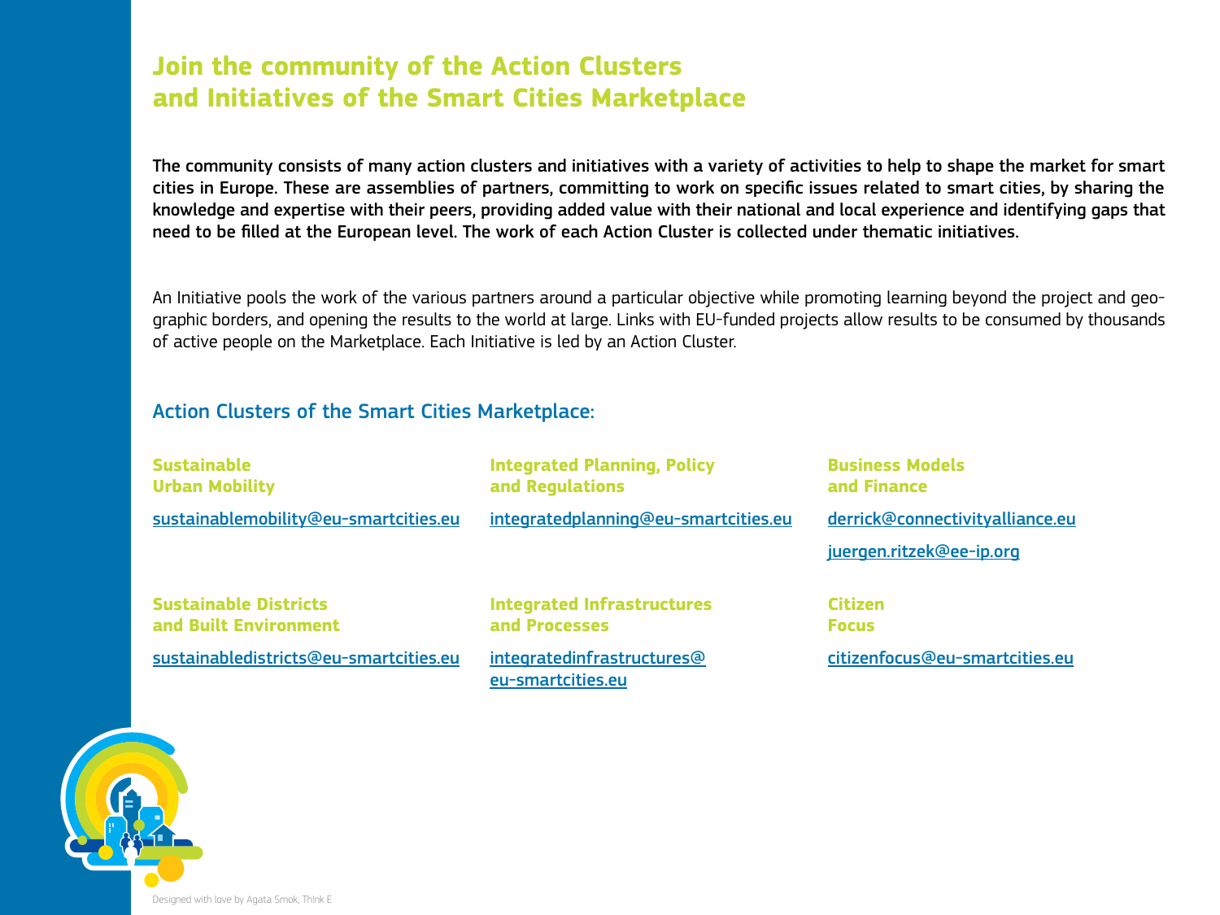# Join the community of the Action Clusters and Initiatives of the Smart Cities Marketplace

**The community consists of many action clusters and initiatives with a variety of activities to help to shape the market for smart cities in Europe. These are assemblies of partners, committing to work on specific issues related to smart cities, by sharing the knowledge and expertise with their peers, providing added value with their national and local experience and identifying gaps that need to be filled at the European level. The work of each Action Cluster is collected under thematic initiatives.**

An Initiative pools the work of the various partners around a particular objective while promoting learning beyond the project and geographic borders, and opening the results to the world at large. Links with EU-funded projects allow results to be consumed by thousands of active people on the Marketplace. Each Initiative is led by an Action Cluster.

## Action Clusters of the Smart Cities Marketplace:

**Sustainable Urban Mobility**

sustainablemobility@eu-smartcities.eu

**Integrated Planning, Policy and Regulations**

integratedplanning@eu-smartcities.eu

**Business Models and Finance**

derrick@connectivityalliance.eu

juergen.ritzek@ee-ip.org

**Sustainable Districts and Built Environment**

sustainabledistricts@eu-smartcities.eu

**Integrated Infrastructures and Processes**

integratedinfrastructures@eu-smartcities.eu

**Citizen Focus**

citizenfocus@eu-smartcities.eu

Designed with love by Agata Smok, Th!nk E